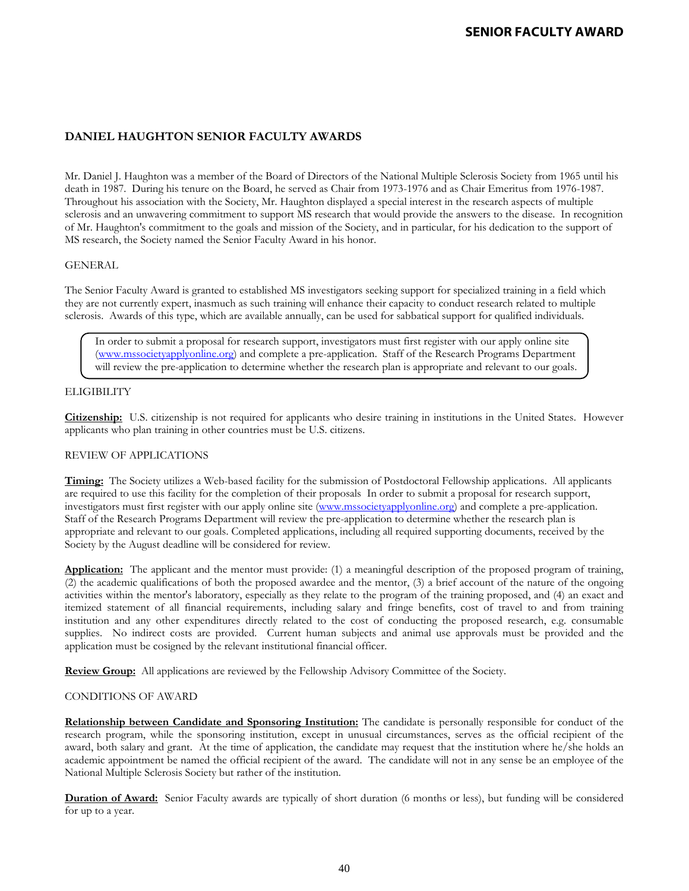# SENIOR FACULTY AWARD

## DANIEL HAUGHTON SENIOR FACULTY AWARDS

Mr. Daniel J. Haughton was a member of the Board of Directors of the National Multiple Sclerosis Society from 1965 until his death in 1987. During his tenure on the Board, he served as Chair from 1973-1976 and as Chair Emeritus from 1976-1987. Throughout his association with the Society, Mr. Haughton displayed a special interest in the research aspects of multiple sclerosis and an unwavering commitment to support MS research that would provide the answers to the disease. In recognition of Mr. Haughton's commitment to the goals and mission of the Society, and in particular, for his dedication to the support of MS research, the Society named the Senior Faculty Award in his honor.

### GENERAL

The Senior Faculty Award is granted to established MS investigators seeking support for specialized training in a field which they are not currently expert, inasmuch as such training will enhance their capacity to conduct research related to multiple sclerosis. Awards of this type, which are available annually, can be used for sabbatical support for qualified individuals.

> In order to submit a proposal for research support, investigators must first register with our apply online site (www.mssocietyapplyonline.org) and complete a pre-application. Staff of the Research Programs Department will review the pre-application to determine whether the research plan is appropriate and relevant to our goals.

### ELIGIBILITY

**Citizenship:** U.S. citizenship is not required for applicants who desire training in institutions in the United States. However applicants who plan training in other countries must be U.S. citizens.

### REVIEW OF APPLICATIONS

**Timing:** The Society utilizes a Web-based facility for the submission of Postdoctoral Fellowship applications. All applicants are required to use this facility for the completion of their proposals In order to submit a proposal for research support, investigators must first register with our apply online site (www.mssocietyapplyonline.org) and complete a pre-application. Staff of the Research Programs Department will review the pre-application to determine whether the research plan is appropriate and relevant to our goals. Completed applications, including all required supporting documents, received by the Society by the August deadline will be considered for review.

**Application:** The applicant and the mentor must provide: (1) a meaningful description of the proposed program of training, (2) the academic qualifications of both the proposed awardee and the mentor, (3) a brief account of the nature of the ongoing activities within the mentor's laboratory, especially as they relate to the program of the training proposed, and (4) an exact and itemized statement of all financial requirements, including salary and fringe benefits, cost of travel to and from training institution and any other expenditures directly related to the cost of conducting the proposed research, e.g. consumable supplies. No indirect costs are provided. Current human subjects and animal use approvals must be provided and the application must be cosigned by the relevant institutional financial officer.

**Review Group:** All applications are reviewed by the Fellowship Advisory Committee of the Society.

### CONDITIONS OF AWARD

**Relationship between Candidate and Sponsoring Institution:** The candidate is personally responsible for conduct of the research program, while the sponsoring institution, except in unusual circumstances, serves as the official recipient of the award, both salary and grant. At the time of application, the candidate may request that the institution where he/she holds an academic appointment be named the official recipient of the award. The candidate will not in any sense be an employee of the National Multiple Sclerosis Society but rather of the institution.

**Duration of Award:** Senior Faculty awards are typically of short duration (6 months or less), but funding will be considered for up to a year.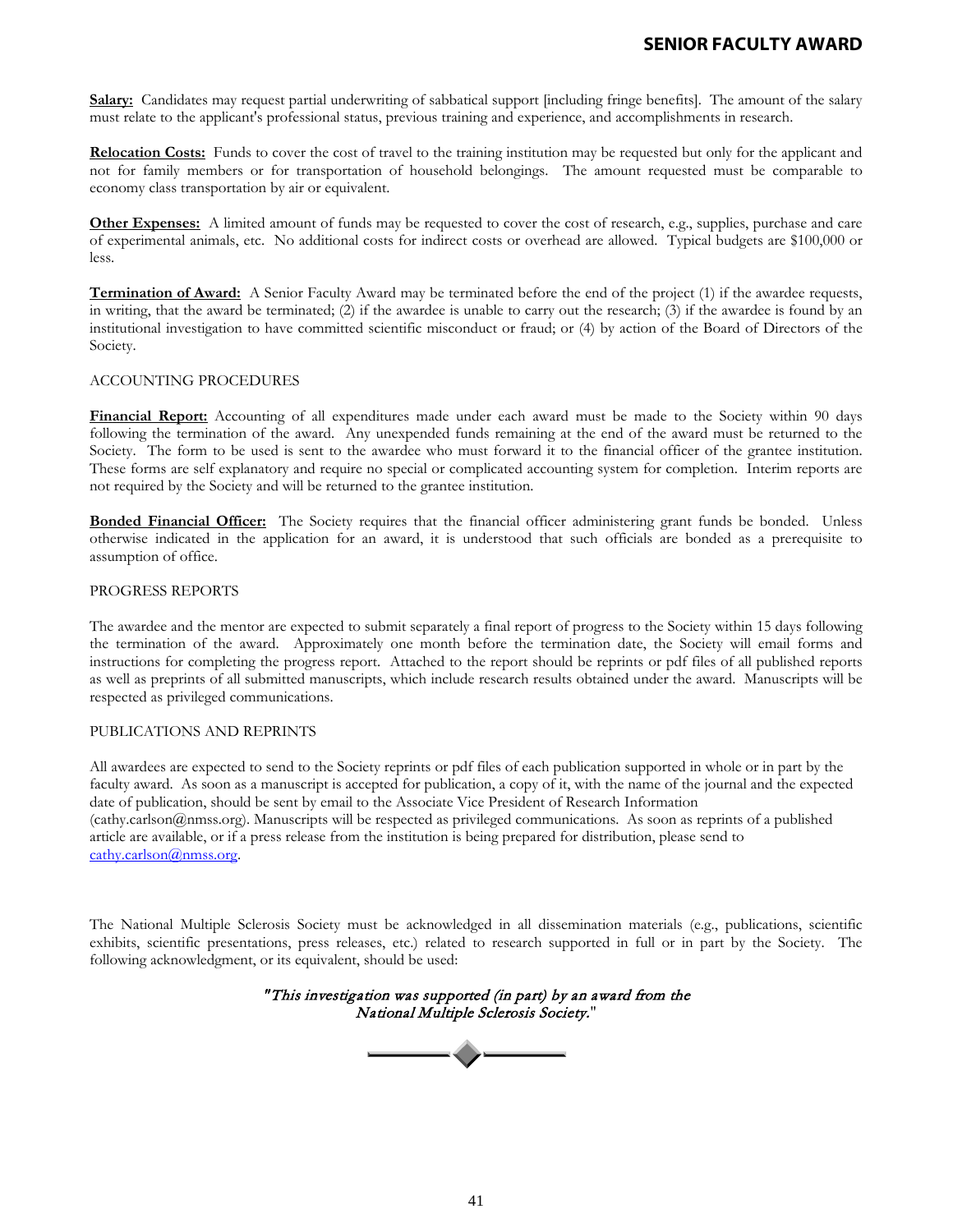**Salary:** Candidates may request partial underwriting of sabbatical support [including fringe benefits]. The amount of the salary must relate to the applicant's professional status, previous training and experience, and accomplishments in research.

**Relocation Costs:** Funds to cover the cost of travel to the training institution may be requested but only for the applicant and not for family members or for transportation of household belongings. The amount requested must be comparable to economy class transportation by air or equivalent.

**Other Expenses:** A limited amount of funds may be requested to cover the cost of research, e.g., supplies, purchase and care of experimental animals, etc. No additional costs for indirect costs or overhead are allowed. Typical budgets are $100,000 or less.

**Termination of Award:** A Senior Faculty Award may be terminated before the end of the project (1) if the awardee requests, in writing, that the award be terminated; (2) if the awardee is unable to carry out the research; (3) if the awardee is found by an institutional investigation to have committed scientific misconduct or fraud; or (4) by action of the Board of Directors of the Society.

ACCOUNTING PROCEDURES

**Financial Report:** Accounting of all expenditures made under each award must be made to the Society within 90 days following the termination of the award. Any unexpended funds remaining at the end of the award must be returned to the Society. The form to be used is sent to the awardee who must forward it to the financial officer of the grantee institution. These forms are self explanatory and require no special or complicated accounting system for completion. Interim reports are not required by the Society and will be returned to the grantee institution.

**Bonded Financial Officer:** The Society requires that the financial officer administering grant funds be bonded. Unless otherwise indicated in the application for an award, it is understood that such officials are bonded as a prerequisite to assumption of office.

PROGRESS REPORTS

The awardee and the mentor are expected to submit separately a final report of progress to the Society within 15 days following the termination of the award. Approximately one month before the termination date, the Society will email forms and instructions for completing the progress report. Attached to the report should be reprints or pdf files of all published reports as well as preprints of all submitted manuscripts, which include research results obtained under the award. Manuscripts will be respected as privileged communications.

PUBLICATIONS AND REPRINTS

All awardees are expected to send to the Society reprints or pdf files of each publication supported in whole or in part by the faculty award. As soon as a manuscript is accepted for publication, a copy of it, with the name of the journal and the expected date of publication, should be sent by email to the Associate Vice President of Research Information (cathy.carlson@nmss.org). Manuscripts will be respected as privileged communications. As soon as reprints of a published article are available, or if a press release from the institution is being prepared for distribution, please send to cathy.carlson@nmss.org.

The National Multiple Sclerosis Society must be acknowledged in all dissemination materials (e.g., publications, scientific exhibits, scientific presentations, press releases, etc.) related to research supported in full or in part by the Society. The following acknowledgment, or its equivalent, should be used:

*"This investigation was supported (in part) by an award from the National Multiple Sclerosis Society."*